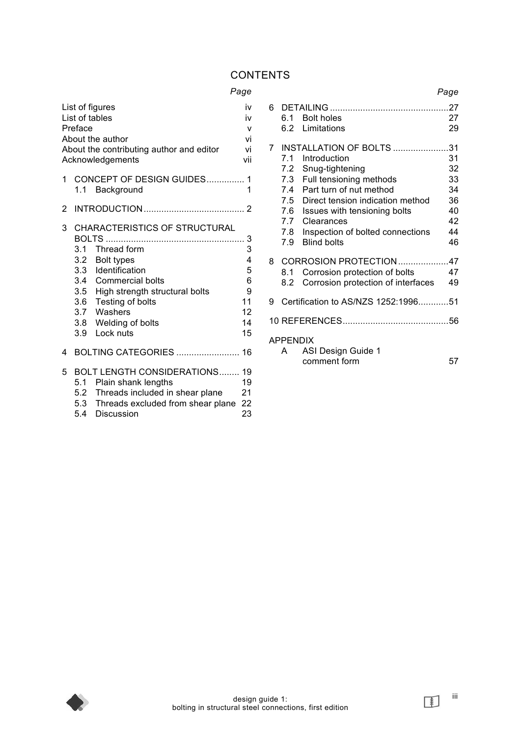# CONTENTS

| | Page |
|---|---|
| List of figures | iv |
| List of tables | iv |
| Preface | v |
| About the author | vi |
| About the contributing author and editor | vi |
| Acknowledgements | vii |
| 1 CONCEPT OF DESIGN GUIDES | 1 |
| 1.1 Background | 1 |
| 2 INTRODUCTION | 2 |
| 3 CHARACTERISTICS OF STRUCTURAL BOLTS | 3 |
| 3.1 Thread form | 3 |
| 3.2 Bolt types | 4 |
| 3.3 Identification | 5 |
| 3.4 Commercial bolts | 6 |
| 3.5 High strength structural bolts | 9 |
| 3.6 Testing of bolts | 11 |
| 3.7 Washers | 12 |
| 3.8 Welding of bolts | 14 |
| 3.9 Lock nuts | 15 |
| 4 BOLTING CATEGORIES | 16 |
| 5 BOLT LENGTH CONSIDERATIONS | 19 |
| 5.1 Plain shank lengths | 19 |
| 5.2 Threads included in shear plane | 21 |
| 5.3 Threads excluded from shear plane | 22 |
| 5.4 Discussion | 23 |
| 6 DETAILING | 27 |
| 6.1 Bolt holes | 27 |
| 6.2 Limitations | 29 |
| 7 INSTALLATION OF BOLTS | 31 |
| 7.1 Introduction | 31 |
| 7.2 Snug-tightening | 32 |
| 7.3 Full tensioning methods | 33 |
| 7.4 Part turn of nut method | 34 |
| 7.5 Direct tension indication method | 36 |
| 7.6 Issues with tensioning bolts | 40 |
| 7.7 Clearances | 42 |
| 7.8 Inspection of bolted connections | 44 |
| 7.9 Blind bolts | 46 |
| 8 CORROSION PROTECTION | 47 |
| 8.1 Corrosion protection of bolts | 47 |
| 8.2 Corrosion protection of interfaces | 49 |
| 9 Certification to AS/NZS 1252:1996 | 51 |
| 10 REFERENCES | 56 |
| APPENDIX | |
| A ASI Design Guide 1 comment form | 57 |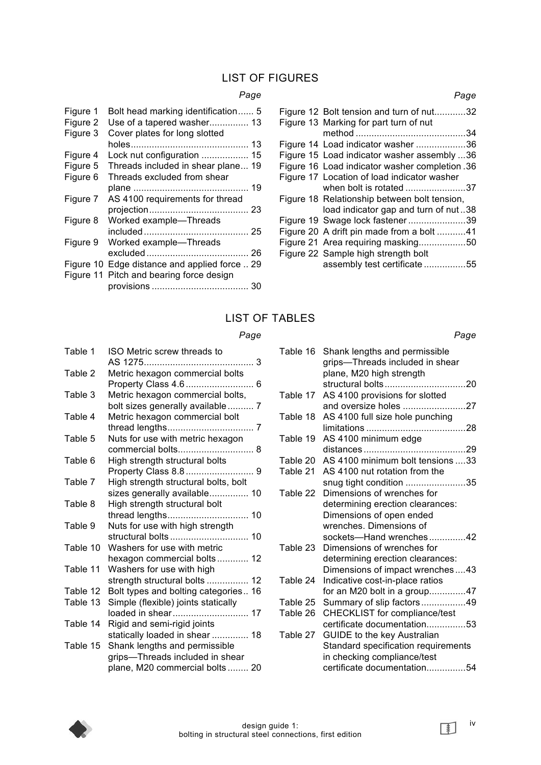## LIST OF FIGURES

| | | Page |
|---|---|---|
| Figure 1 | Bolt head marking identification | 5 |
| Figure 2 | Use of a tapered washer | 13 |
| Figure 3 | Cover plates for long slotted holes | 13 |
| Figure 4 | Lock nut configuration | 15 |
| Figure 5 | Threads included in shear plane | 19 |
| Figure 6 | Threads excluded from shear plane | 19 |
| Figure 7 | AS 4100 requirements for thread projection | 23 |
| Figure 8 | Worked example—Threads included | 25 |
| Figure 9 | Worked example—Threads excluded | 26 |
| Figure 10 | Edge distance and applied force | 29 |
| Figure 11 | Pitch and bearing force design provisions | 30 |
| Figure 12 | Bolt tension and turn of nut | 32 |
| Figure 13 | Marking for part turn of nut method | 34 |
| Figure 14 | Load indicator washer | 36 |
| Figure 15 | Load indicator washer assembly | 36 |
| Figure 16 | Load indicator washer completion | 36 |
| Figure 17 | Location of load indicator washer when bolt is rotated | 37 |
| Figure 18 | Relationship between bolt tension, load indicator gap and turn of nut | 38 |
| Figure 19 | Swage lock fastener | 39 |
| Figure 20 | A drift pin made from a bolt | 41 |
| Figure 21 | Area requiring masking | 50 |
| Figure 22 | Sample high strength bolt assembly test certificate | 55 |

## LIST OF TABLES

| | | Page |
|---|---|---|
| Table 1 | ISO Metric screw threads to AS 1275 | 3 |
| Table 2 | Metric hexagon commercial bolts Property Class 4.6 | 6 |
| Table 3 | Metric hexagon commercial bolts, bolt sizes generally available | 7 |
| Table 4 | Metric hexagon commercial bolt thread lengths | 7 |
| Table 5 | Nuts for use with metric hexagon commercial bolts | 8 |
| Table 6 | High strength structural bolts Property Class 8.8 | 9 |
| Table 7 | High strength structural bolts, bolt sizes generally available | 10 |
| Table 8 | High strength structural bolt thread lengths | 10 |
| Table 9 | Nuts for use with high strength structural bolts | 10 |
| Table 10 | Washers for use with metric hexagon commercial bolts | 12 |
| Table 11 | Washers for use with high strength structural bolts | 12 |
| Table 12 | Bolt types and bolting categories | 16 |
| Table 13 | Simple (flexible) joints statically loaded in shear | 17 |
| Table 14 | Rigid and semi-rigid joints statically loaded in shear | 18 |
| Table 15 | Shank lengths and permissible grips—Threads included in shear plane, M20 commercial bolts | 20 |
| Table 16 | Shank lengths and permissible grips—Threads included in shear plane, M20 high strength structural bolts | 20 |
| Table 17 | AS 4100 provisions for slotted and oversize holes | 27 |
| Table 18 | AS 4100 full size hole punching limitations | 28 |
| Table 19 | AS 4100 minimum edge distances | 29 |
| Table 20 | AS 4100 minimum bolt tensions | 33 |
| Table 21 | AS 4100 nut rotation from the snug tight condition | 35 |
| Table 22 | Dimensions of wrenches for determining erection clearances: Dimensions of open ended wrenches. Dimensions of sockets—Hand wrenches | 42 |
| Table 23 | Dimensions of wrenches for determining erection clearances: Dimensions of impact wrenches | 43 |
| Table 24 | Indicative cost-in-place ratios for an M20 bolt in a group | 47 |
| Table 25 | Summary of slip factors | 49 |
| Table 26 | CHECKLIST for compliance/test certificate documentation | 53 |
| Table 27 | GUIDE to the key Australian Standard specification requirements in checking compliance/test certificate documentation | 54 |